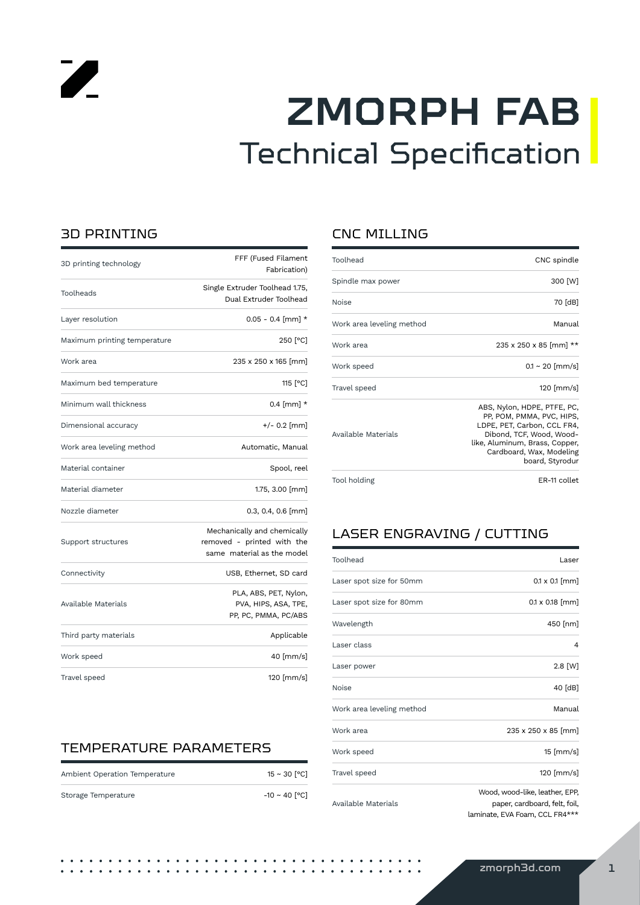# ZMORPH FAB

## Technical Specification

### 3D PRINTING

| | |
|---|---|
| 3D printing technology | FFF (Fused Filament Fabrication) |
| Toolheads | Single Extruder Toolhead 1.75, Dual Extruder Toolhead |
| Layer resolution | 0.05 - 0.4 [mm] * |
| Maximum printing temperature | 250 [°C] |
| Work area | 235 x 250 x 165 [mm] |
| Maximum bed temperature | 115 [°C] |
| Minimum wall thickness | 0.4 [mm] * |
| Dimensional accuracy | +/- 0.2 [mm] |
| Work area leveling method | Automatic, Manual |
| Material container | Spool, reel |
| Material diameter | 1.75, 3.00 [mm] |
| Nozzle diameter | 0.3, 0.4, 0.6 [mm] |
| Support structures | Mechanically and chemically removed - printed with the same material as the model |
| Connectivity | USB, Ethernet, SD card |
| Available Materials | PLA, ABS, PET, Nylon, PVA, HIPS, ASA, TPE, PP, PC, PMMA, PC/ABS |
| Third party materials | Applicable |
| Work speed | 40 [mm/s] |
| Travel speed | 120 [mm/s] |

### TEMPERATURE PARAMETERS

| | |
|---|---|
| Ambient Operation Temperature | 15 ~ 30 [°C] |
| Storage Temperature | -10 ~ 40 [°C] |

### CNC MILLING

| | |
|---|---|
| Toolhead | CNC spindle |
| Spindle max power | 300 [W] |
| Noise | 70 [dB] |
| Work area leveling method | Manual |
| Work area | 235 x 250 x 85 [mm] ** |
| Work speed | 0.1 ~ 20 [mm/s] |
| Travel speed | 120 [mm/s] |
| Available Materials | ABS, Nylon, HDPE, PTFE, PC, PP, POM, PMMA, PVC, HIPS, LDPE, PET, Carbon, CCL FR4, Dibond, TCF, Wood, Wood-like, Aluminum, Brass, Copper, Cardboard, Wax, Modeling board, Styrodur |
| Tool holding | ER-11 collet |

### LASER ENGRAVING / CUTTING

| | |
|---|---|
| Toolhead | Laser |
| Laser spot size for 50mm | 0.1 x 0.1 [mm] |
| Laser spot size for 80mm | 0.1 x 0.18 [mm] |
| Wavelength | 450 [nm] |
| Laser class | 4 |
| Laser power | 2.8 [W] |
| Noise | 40 [dB] |
| Work area leveling method | Manual |
| Work area | 235 x 250 x 85 [mm] |
| Work speed | 15 [mm/s] |
| Travel speed | 120 [mm/s] |
| Available Materials | Wood, wood-like, leather, EPP, paper, cardboard, felt, foil, laminate, EVA Foam, CCL FR4*** |

zmorph3d.com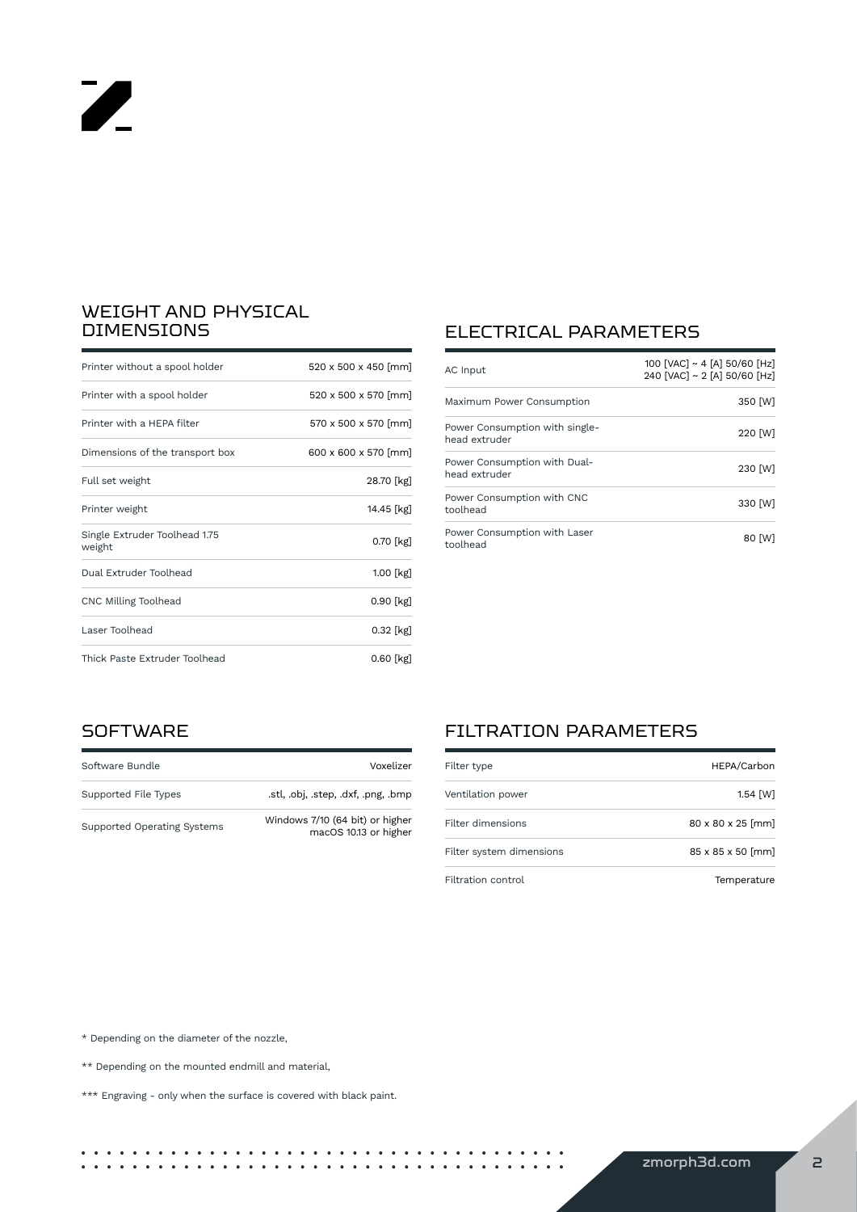## WEIGHT AND PHYSICAL DIMENSIONS

| | |
|---|---|
| Printer without a spool holder | 520 x 500 x 450 [mm] |
| Printer with a spool holder | 520 x 500 x 570 [mm] |
| Printer with a HEPA filter | 570 x 500 x 570 [mm] |
| Dimensions of the transport box | 600 x 600 x 570 [mm] |
| Full set weight | 28.70 [kg] |
| Printer weight | 14.45 [kg] |
| Single Extruder Toolhead 1.75 weight | 0.70 [kg] |
| Dual Extruder Toolhead | 1.00 [kg] |
| CNC Milling Toolhead | 0.90 [kg] |
| Laser Toolhead | 0.32 [kg] |
| Thick Paste Extruder Toolhead | 0.60 [kg] |

## ELECTRICAL PARAMETERS

| | |
|---|---|
| AC Input | 100 [VAC] ~ 4 [A] 50/60 [Hz]<br>240 [VAC] ~ 2 [A] 50/60 [Hz] |
| Maximum Power Consumption | 350 [W] |
| Power Consumption with single-head extruder | 220 [W] |
| Power Consumption with Dual-head extruder | 230 [W] |
| Power Consumption with CNC toolhead | 330 [W] |
| Power Consumption with Laser toolhead | 80 [W] |

## SOFTWARE

| | |
|---|---|
| Software Bundle | Voxelizer |
| Supported File Types | .stl, .obj, .step, .dxf, .png, .bmp |
| Supported Operating Systems | Windows 7/10 (64 bit) or higher<br>macOS 10.13 or higher |

## FILTRATION PARAMETERS

| | |
|---|---|
| Filter type | HEPA/Carbon |
| Ventilation power | 1.54 [W] |
| Filter dimensions | 80 x 80 x 25 [mm] |
| Filter system dimensions | 85 x 85 x 50 [mm] |
| Filtration control | Temperature |

* Depending on the diameter of the nozzle,

** Depending on the mounted endmill and material,

*** Engraving - only when the surface is covered with black paint.

zmorph3d.com